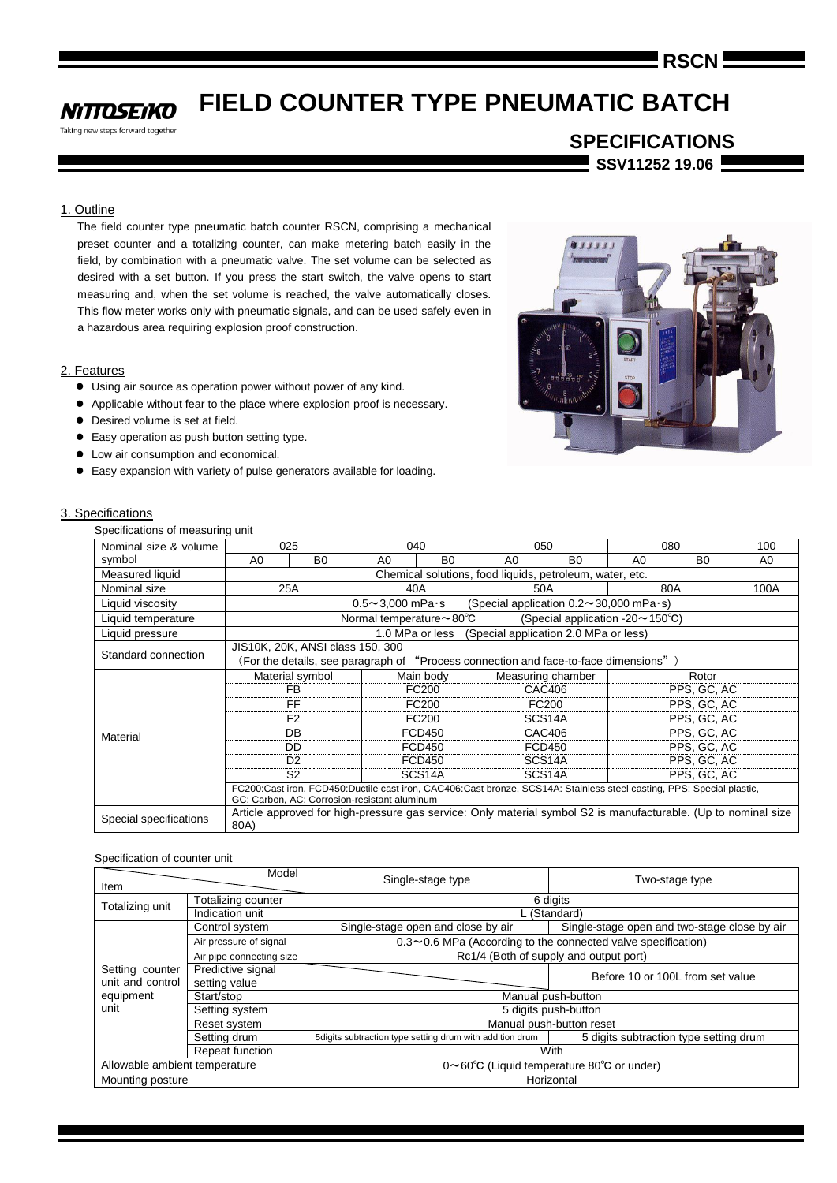# FIELD COUNTER TYPE PNEUMATIC BATCH

## SPECIFICATIONS

SSV11252 19.06

### 1. Outline

The field counter type pneumatic batch counter RSCN, comprising a mechanical preset counter and a totalizing counter, can make metering batch easily in the field, by combination with a pneumatic valve. The set volume can be selected as desired with a set button. If you press the start switch, the valve opens to start measuring and, when the set volume is reached, the valve automatically closes. This flow meter works only with pneumatic signals, and can be used safely even in a hazardous area requiring explosion proof construction.

### 2. Features

- Using air source as operation power without power of any kind.
- Applicable without fear to the place where explosion proof is necessary.
- Desired volume is set at field.
- Easy operation as push button setting type.
- Low air consumption and economical.
- Easy expansion with variety of pulse generators available for loading.

### 3. Specifications

Specifications of measuring unit

| Nominal size & volume symbol | 025 | | 040 | | 050 | | 080 | | 100 |
|---|---|---|---|---|---|---|---|---|---|
| | A0 | B0 | A0 | B0 | A0 | B0 | A0 | B0 | A0 |
| Measured liquid | Chemical solutions, food liquids, petroleum, water, etc. | | | | | | | | |
| Nominal size | 25A | | 40A | | 50A | | 80A | | 100A |
| Liquid viscosity | 0.5～3,000 mPa·s (Special application 0.2～30,000 mPa·s) | | | | | | | | |
| Liquid temperature | Normal temperature～80℃ (Special application -20～150℃) | | | | | | | | |
| Liquid pressure | 1.0 MPa or less (Special application 2.0 MPa or less) | | | | | | | | |
| Standard connection | JIS10K, 20K, ANSI class 150, 300 (For the details, see paragraph of "Process connection and face-to-face dimensions") | | | | | | | | |
| Material | Material symbol | | Main body | | Measuring chamber | | Rotor | | |
| | FB | | FC200 | | CAC406 | | PPS, GC, AC | | |
| | FF | | FC200 | | FC200 | | PPS, GC, AC | | |
| | F2 | | FC200 | | SCS14A | | PPS, GC, AC | | |
| | DB | | FCD450 | | CAC406 | | PPS, GC, AC | | |
| | DD | | FCD450 | | FCD450 | | PPS, GC, AC | | |
| | D2 | | FCD450 | | SCS14A | | PPS, GC, AC | | |
| | S2 | | SCS14A | | SCS14A | | PPS, GC, AC | | |
| | FC200:Cast iron, FCD450:Ductile cast iron, CAC406:Cast bronze, SCS14A: Stainless steel casting, PPS: Special plastic, GC: Carbon, AC: Corrosion-resistant aluminum | | | | | | | | |
| Special specifications | Article approved for high-pressure gas service: Only material symbol S2 is manufacturable. (Up to nominal size 80A) | | | | | | | | |

Specification of counter unit

| Item | | Single-stage type | Two-stage type |
|---|---|---|---|
| Totalizing unit | Totalizing counter | 6 digits | |
| | Indication unit | L (Standard) | |
| Setting counter unit and control equipment unit | Control system | Single-stage open and close by air | Single-stage open and two-stage close by air |
| | Air pressure of signal | 0.3～0.6 MPa (According to the connected valve specification) | |
| | Air pipe connecting size | Rc1/4 (Both of supply and output port) | |
| | Predictive signal setting value | | Before 10 or 100L from set value |
| | Start/stop | Manual push-button | |
| | Setting system | 5 digits push-button | |
| | Reset system | Manual push-button reset | |
| | Setting drum | 5digits subtraction type setting drum with addition drum | 5 digits subtraction type setting drum |
| | Repeat function | With | |
| Allowable ambient temperature | | 0～60℃ (Liquid temperature 80℃ or under) | |
| Mounting posture | | Horizontal | |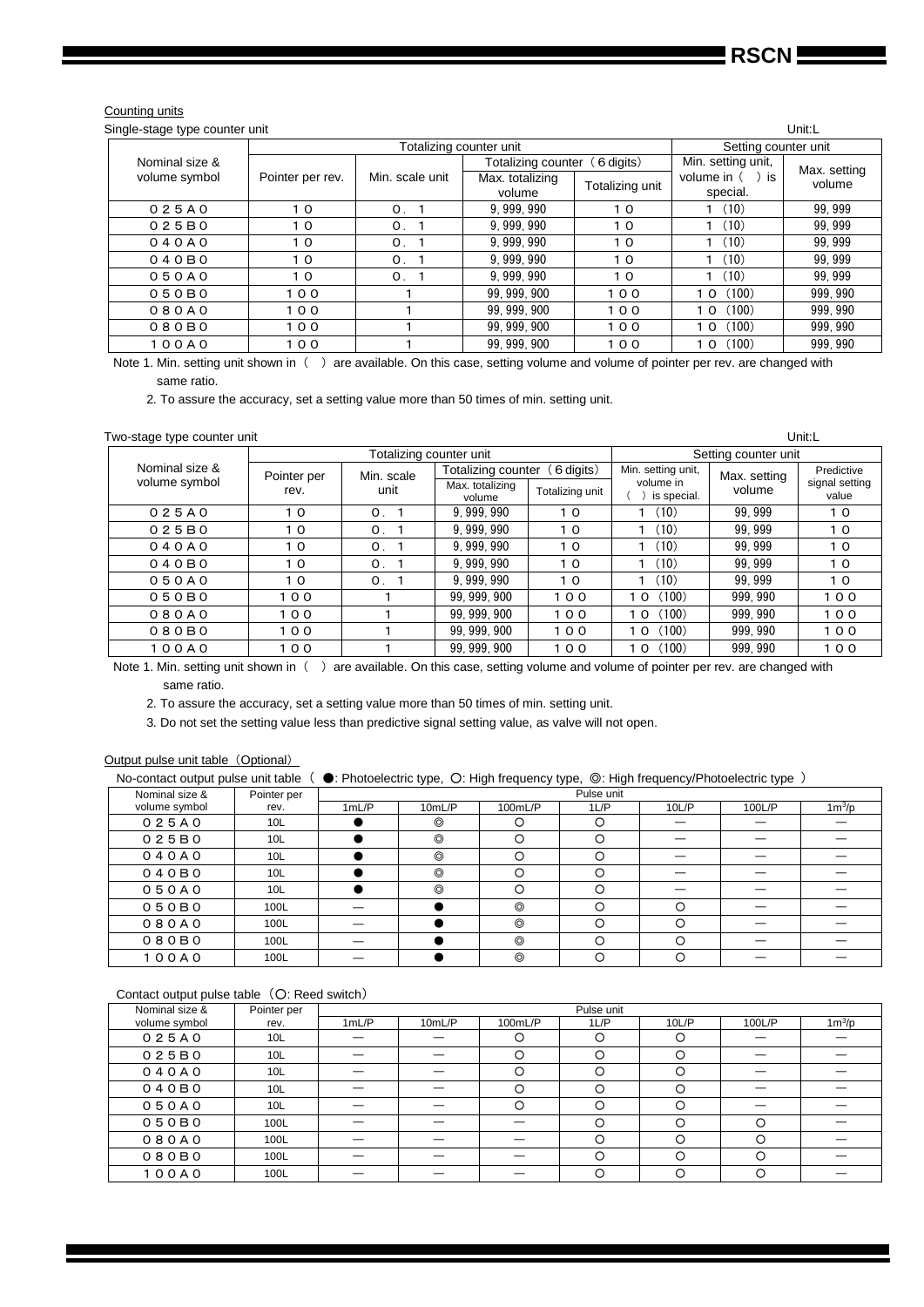Counting units

Single-stage type counter unit

Unit:L

| Nominal size & volume symbol | Totalizing counter unit | | | | Setting counter unit | |
|---|---|---|---|---|---|---|
| | Pointer per rev. | Min. scale unit | Totalizing counter（6 digits） | | Min. setting unit, volume in（ ）is special. | Max. setting volume |
| | | | Max. totalizing volume | Totalizing unit | | |
| ０２５Ａ０ | １０ | ０．１ | 9, 999, 990 | １０ | １ (10) | 99, 999 |
| ０２５Ｂ０ | １０ | ０．１ | 9, 999, 990 | １０ | １ (10) | 99, 999 |
| ０４０Ａ０ | １０ | ０．１ | 9, 999, 990 | １０ | １ (10) | 99, 999 |
| ０４０Ｂ０ | １０ | ０．１ | 9, 999, 990 | １０ | １ (10) | 99, 999 |
| ０５０Ａ０ | １０ | ０．１ | 9, 999, 990 | １０ | １ (10) | 99, 999 |
| ０５０Ｂ０ | １００ | １ | 99, 999, 900 | １００ | １０ (100) | 999, 990 |
| ０８０Ａ０ | １００ | １ | 99, 999, 900 | １００ | １０ (100) | 999, 990 |
| ０８０Ｂ０ | １００ | １ | 99, 999, 900 | １００ | １０ (100) | 999, 990 |
| １００Ａ０ | １００ | １ | 99, 999, 900 | １００ | １０ (100) | 999, 990 |

Note 1. Min. setting unit shown in（ ）are available. On this case, setting volume and volume of pointer per rev. are changed with same ratio.

2. To assure the accuracy, set a setting value more than 50 times of min. setting unit.

Two-stage type counter unit

Unit:L

| Nominal size & volume symbol | Totalizing counter unit | | | | Setting counter unit | | |
|---|---|---|---|---|---|---|---|
| | Pointer per rev. | Min. scale unit | Totalizing counter（6 digits） | | Min. setting unit, volume in（ ）is special. | Max. setting volume | Predictive signal setting value |
| | | | Max. totalizing volume | Totalizing unit | | | |
| ０２５Ａ０ | １０ | ０．１ | 9, 999, 990 | １０ | １ (10) | 99, 999 | １０ |
| ０２５Ｂ０ | １０ | ０．１ | 9, 999, 990 | １０ | １ (10) | 99, 999 | １０ |
| ０４０Ａ０ | １０ | ０．１ | 9, 999, 990 | １０ | １ (10) | 99, 999 | １０ |
| ０４０Ｂ０ | １０ | ０．１ | 9, 999, 990 | １０ | １ (10) | 99, 999 | １０ |
| ０５０Ａ０ | １０ | ０．１ | 9, 999, 990 | １０ | １ (10) | 99, 999 | １０ |
| ０５０Ｂ０ | １００ | １ | 99, 999, 900 | １００ | １０ (100) | 999, 990 | １００ |
| ０８０Ａ０ | １００ | １ | 99, 999, 900 | １００ | １０ (100) | 999, 990 | １００ |
| ０８０Ｂ０ | １００ | １ | 99, 999, 900 | １００ | １０ (100) | 999, 990 | １００ |
| １００Ａ０ | １００ | １ | 99, 999, 900 | １００ | １０ (100) | 999, 990 | １００ |

Note 1. Min. setting unit shown in（ ）are available. On this case, setting volume and volume of pointer per rev. are changed with same ratio.

2. To assure the accuracy, set a setting value more than 50 times of min. setting unit.

3. Do not set the setting value less than predictive signal setting value, as valve will not open.

Output pulse unit table（Optional）

No-contact output pulse unit table（ ●: Photoelectric type, ○: High frequency type, ◎: High frequency/Photoelectric type ）

| Nominal size & volume symbol | Pointer per rev. | Pulse unit | | | | | | |
|---|---|---|---|---|---|---|---|---|
| | | 1mL/P | 10mL/P | 100mL/P | 1L/P | 10L/P | 100L/P | $1m^3/p$ |
| ０２５Ａ０ | 10L | ● | ◎ | ○ | ○ | — | — | — |
| ０２５Ｂ０ | 10L | ● | ◎ | ○ | ○ | — | — | — |
| ０４０Ａ０ | 10L | ● | ◎ | ○ | ○ | — | — | — |
| ０４０Ｂ０ | 10L | ● | ◎ | ○ | ○ | — | — | — |
| ０５０Ａ０ | 10L | ● | ◎ | ○ | ○ | — | — | — |
| ０５０Ｂ０ | 100L | — | ● | ◎ | ○ | ○ | — | — |
| ０８０Ａ０ | 100L | — | ● | ◎ | ○ | ○ | — | — |
| ０８０Ｂ０ | 100L | — | ● | ◎ | ○ | ○ | — | — |
| １００Ａ０ | 100L | — | ● | ◎ | ○ | ○ | — | — |

Contact output pulse table（○: Reed switch）

| Nominal size & volume symbol | Pointer per rev. | Pulse unit | | | | | | |
|---|---|---|---|---|---|---|---|---|
| | | 1mL/P | 10mL/P | 100mL/P | 1L/P | 10L/P | 100L/P | $1m^3/p$ |
| ０２５Ａ０ | 10L | — | — | ○ | ○ | ○ | — | — |
| ０２５Ｂ０ | 10L | — | — | ○ | ○ | ○ | — | — |
| ０４０Ａ０ | 10L | — | — | ○ | ○ | ○ | — | — |
| ０４０Ｂ０ | 10L | — | — | ○ | ○ | ○ | — | — |
| ０５０Ａ０ | 10L | — | — | ○ | ○ | ○ | — | — |
| ０５０Ｂ０ | 100L | — | — | — | ○ | ○ | ○ | — |
| ０８０Ａ０ | 100L | — | — | — | ○ | ○ | ○ | — |
| ０８０Ｂ０ | 100L | — | — | — | ○ | ○ | ○ | — |
| １００Ａ０ | 100L | — | — | — | ○ | ○ | ○ | — |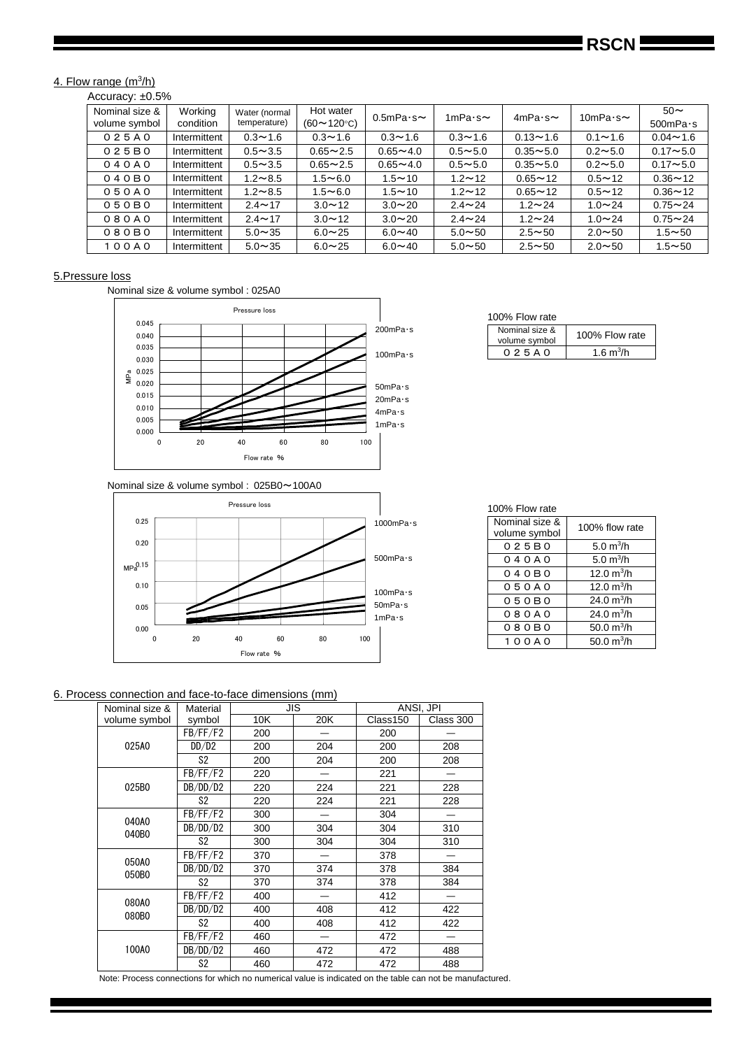## 4. Flow range ($m^3/h$)

Accuracy: ±0.5%

| Nominal size & volume symbol | Working condition | Water (normal temperature) | Hot water (60～120°C) | 0.5mPa･s～ | 1mPa･s～ | 4mPa･s～ | 10mPa･s～ | 50～500mPa･s |
|---|---|---|---|---|---|---|---|---|
| ０２５Ａ０ | Intermittent | 0.3～1.6 | 0.3～1.6 | 0.3～1.6 | 0.3～1.6 | 0.13～1.6 | 0.1～1.6 | 0.04～1.6 |
| ０２５Ｂ０ | Intermittent | 0.5～3.5 | 0.65～2.5 | 0.65～4.0 | 0.5～5.0 | 0.35～5.0 | 0.2～5.0 | 0.17～5.0 |
| ０４０Ａ０ | Intermittent | 0.5～3.5 | 0.65～2.5 | 0.65～4.0 | 0.5～5.0 | 0.35～5.0 | 0.2～5.0 | 0.17～5.0 |
| ０４０Ｂ０ | Intermittent | 1.2～8.5 | 1.5～6.0 | 1.5～10 | 1.2～12 | 0.65～12 | 0.5～12 | 0.36～12 |
| ０５０Ａ０ | Intermittent | 1.2～8.5 | 1.5～6.0 | 1.5～10 | 1.2～12 | 0.65～12 | 0.5～12 | 0.36～12 |
| ０５０Ｂ０ | Intermittent | 2.4～17 | 3.0～12 | 3.0～20 | 2.4～24 | 1.2～24 | 1.0～24 | 0.75～24 |
| ０８０Ａ０ | Intermittent | 2.4～17 | 3.0～12 | 3.0～20 | 2.4～24 | 1.2～24 | 1.0～24 | 0.75～24 |
| ０８０Ｂ０ | Intermittent | 5.0～35 | 6.0～25 | 6.0～40 | 5.0～50 | 2.5～50 | 2.0～50 | 1.5～50 |
| １００Ａ０ | Intermittent | 5.0～35 | 6.0～25 | 6.0～40 | 5.0～50 | 2.5～50 | 2.0～50 | 1.5～50 |

## 5.Pressure loss

Nominal size & volume symbol : 025A0

Pressure loss

MPa (0.000–0.045) vs Flow rate % (0–100); curves: 200mPa･s, 100mPa･s, 50mPa･s, 20mPa･s, 4mPa･s, 1mPa･s

100% Flow rate

| Nominal size & volume symbol | 100% Flow rate |
|---|---|
| ０２５Ａ０ | 1.6 $m^3/h$ |

Nominal size & volume symbol : 025B0～100A0

Pressure loss

MPa (0.00–0.25) vs Flow rate % (0–100); curves: 1000mPa･s, 500mPa･s, 100mPa･s, 50mPa･s, 1mPa･s

100% Flow rate

| Nominal size & volume symbol | 100% flow rate |
|---|---|
| ０２５Ｂ０ | 5.0 $m^3/h$ |
| ０４０Ａ０ | 5.0 $m^3/h$ |
| ０４０Ｂ０ | 12.0 $m^3/h$ |
| ０５０Ａ０ | 12.0 $m^3/h$ |
| ０５０Ｂ０ | 24.0 $m^3/h$ |
| ０８０Ａ０ | 24.0 $m^3/h$ |
| ０８０Ｂ０ | 50.0 $m^3/h$ |
| １００Ａ０ | 50.0 $m^3/h$ |

## 6. Process connection and face-to-face dimensions (mm)

| Nominal size & volume symbol | Material symbol | JIS | | ANSI, JPI | |
|---|---|---|---|---|---|
| | | 10K | 20K | Class150 | Class 300 |
| 025A0 | FB/FF/F2 | 200 | — | 200 | — |
| | DD/D2 | 200 | 204 | 200 | 208 |
| | S2 | 200 | 204 | 200 | 208 |
| 025B0 | FB/FF/F2 | 220 | — | 221 | — |
| | DB/DD/D2 | 220 | 224 | 221 | 228 |
| | S2 | 220 | 224 | 221 | 228 |
| 040A0 040B0 | FB/FF/F2 | 300 | — | 304 | — |
| | DB/DD/D2 | 300 | 304 | 304 | 310 |
| | S2 | 300 | 304 | 304 | 310 |
| 050A0 050B0 | FB/FF/F2 | 370 | — | 378 | — |
| | DB/DD/D2 | 370 | 374 | 378 | 384 |
| | S2 | 370 | 374 | 378 | 384 |
| 080A0 080B0 | FB/FF/F2 | 400 | — | 412 | — |
| | DB/DD/D2 | 400 | 408 | 412 | 422 |
| | S2 | 400 | 408 | 412 | 422 |
| 100A0 | FB/FF/F2 | 460 | — | 472 | — |
| | DB/DD/D2 | 460 | 472 | 472 | 488 |
| | S2 | 460 | 472 | 472 | 488 |

Note: Process connections for which no numerical value is indicated on the table can not be manufactured.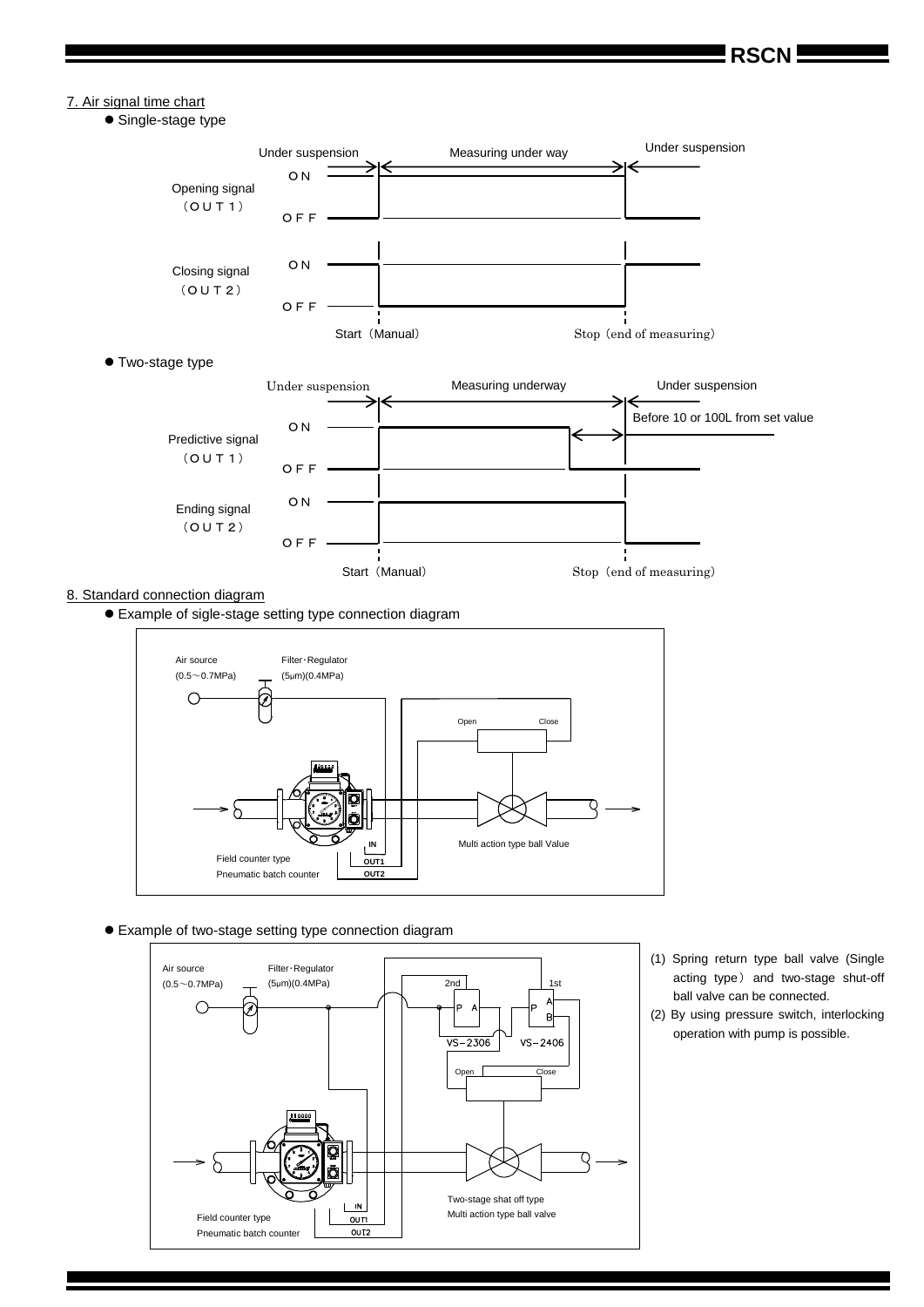## 7. Air signal time chart

- Single-stage type

Under suspension | Measuring under way | Under suspension

Opening signal (ＯＵＴ１) ＯＮ / ＯＦＦ

Closing signal (ＯＵＴ２) ＯＮ / ＯＦＦ

Start（Manual） Stop（end of measuring）

- Two-stage type

Under suspension | Measuring underway | Under suspension

Before 10 or 100L from set value

Predictive signal (ＯＵＴ１) ＯＮ / ＯＦＦ

Ending signal (ＯＵＴ２) ＯＮ / ＯＦＦ

Start（Manual） Stop（end of measuring）

## 8. Standard connection diagram

- Example of sigle-stage setting type connection diagram

Air source (0.5～0.7MPa)

Filter･Regulator (5μm)(0.4MPa)

Open Close

IN OUT1 OUT2

Field counter type Pneumatic batch counter

Multi action type ball Value

- Example of two-stage setting type connection diagram

Air source (0.5～0.7MPa)

Filter･Regulator (5μm)(0.4MPa)

2nd 1st

P A P A B

VS−2306 VS−2406

Open Close

IN OUT1 OUT2

Field counter type Pneumatic batch counter

Two-stage shat off type Multi action type ball valve

(1) Spring return type ball valve (Single acting type) and two-stage shut-off ball valve can be connected.

(2) By using pressure switch, interlocking operation with pump is possible.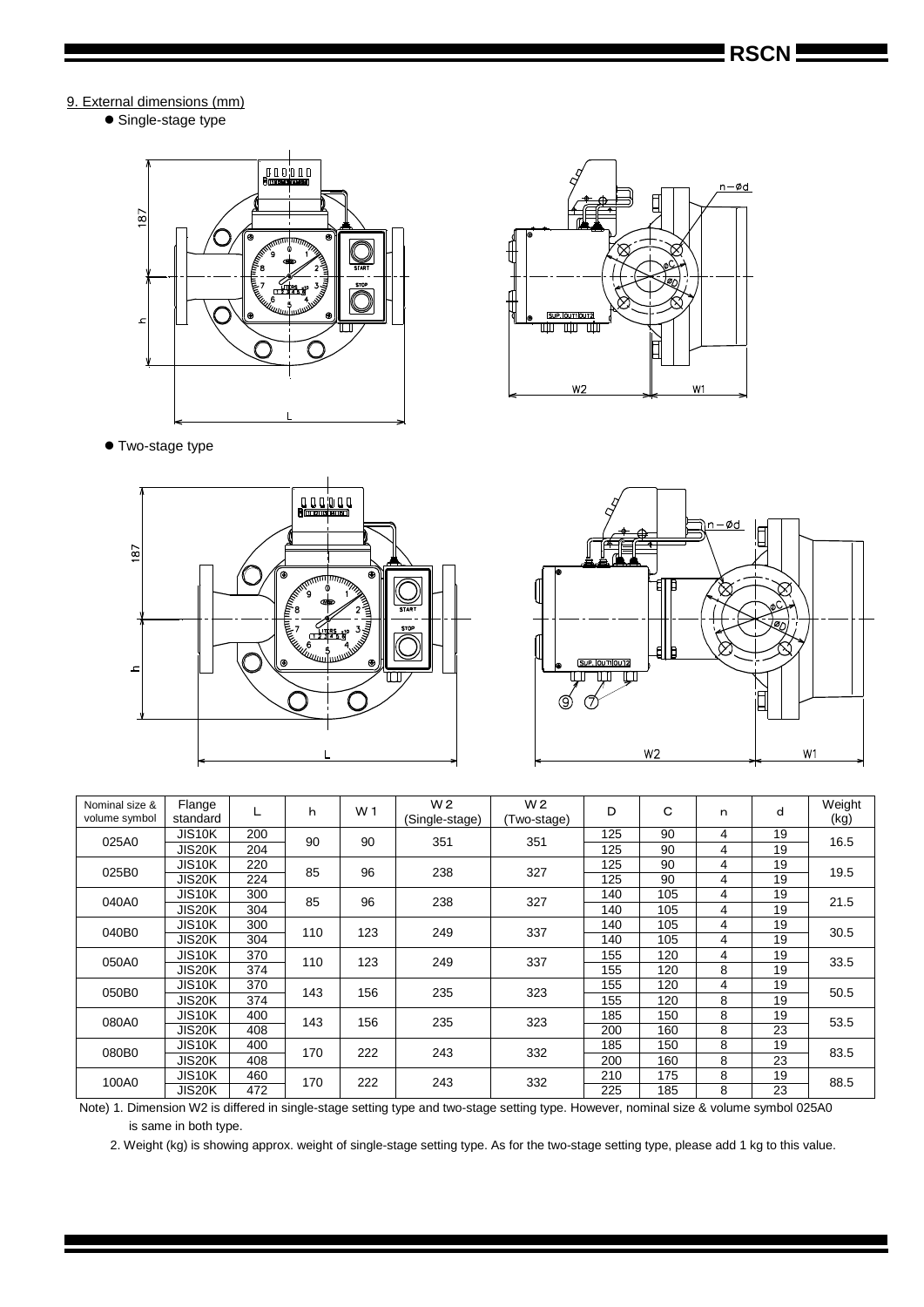## 9. External dimensions (mm)

- Single-stage type

- Two-stage type

| Nominal size & volume symbol | Flange standard | L | h | W1 | W2 (Single-stage) | W2 (Two-stage) | D | C | n | d | Weight (kg) |
|---|---|---|---|---|---|---|---|---|---|---|---|
| 025A0 | JIS10K | 200 | 90 | 90 | 351 | 351 | 125 | 90 | 4 | 19 | 16.5 |
| | JIS20K | 204 | | | | | 125 | 90 | 4 | 19 | |
| 025B0 | JIS10K | 220 | 85 | 96 | 238 | 327 | 125 | 90 | 4 | 19 | 19.5 |
| | JIS20K | 224 | | | | | 125 | 90 | 4 | 19 | |
| 040A0 | JIS10K | 300 | 85 | 96 | 238 | 327 | 140 | 105 | 4 | 19 | 21.5 |
| | JIS20K | 304 | | | | | 140 | 105 | 4 | 19 | |
| 040B0 | JIS10K | 300 | 110 | 123 | 249 | 337 | 140 | 105 | 4 | 19 | 30.5 |
| | JIS20K | 304 | | | | | 140 | 105 | 4 | 19 | |
| 050A0 | JIS10K | 370 | 110 | 123 | 249 | 337 | 155 | 120 | 4 | 19 | 33.5 |
| | JIS20K | 374 | | | | | 155 | 120 | 8 | 19 | |
| 050B0 | JIS10K | 370 | 143 | 156 | 235 | 323 | 155 | 120 | 4 | 19 | 50.5 |
| | JIS20K | 374 | | | | | 155 | 120 | 8 | 19 | |
| 080A0 | JIS10K | 400 | 143 | 156 | 235 | 323 | 185 | 150 | 8 | 19 | 53.5 |
| | JIS20K | 408 | | | | | 200 | 160 | 8 | 23 | |
| 080B0 | JIS10K | 400 | 170 | 222 | 243 | 332 | 185 | 150 | 8 | 19 | 83.5 |
| | JIS20K | 408 | | | | | 200 | 160 | 8 | 23 | |
| 100A0 | JIS10K | 460 | 170 | 222 | 243 | 332 | 210 | 175 | 8 | 19 | 88.5 |
| | JIS20K | 472 | | | | | 225 | 185 | 8 | 23 | |

Note) 1. Dimension W2 is differed in single-stage setting type and two-stage setting type. However, nominal size & volume symbol 025A0 is same in both type.

2. Weight (kg) is showing approx. weight of single-stage setting type. As for the two-stage setting type, please add 1 kg to this value.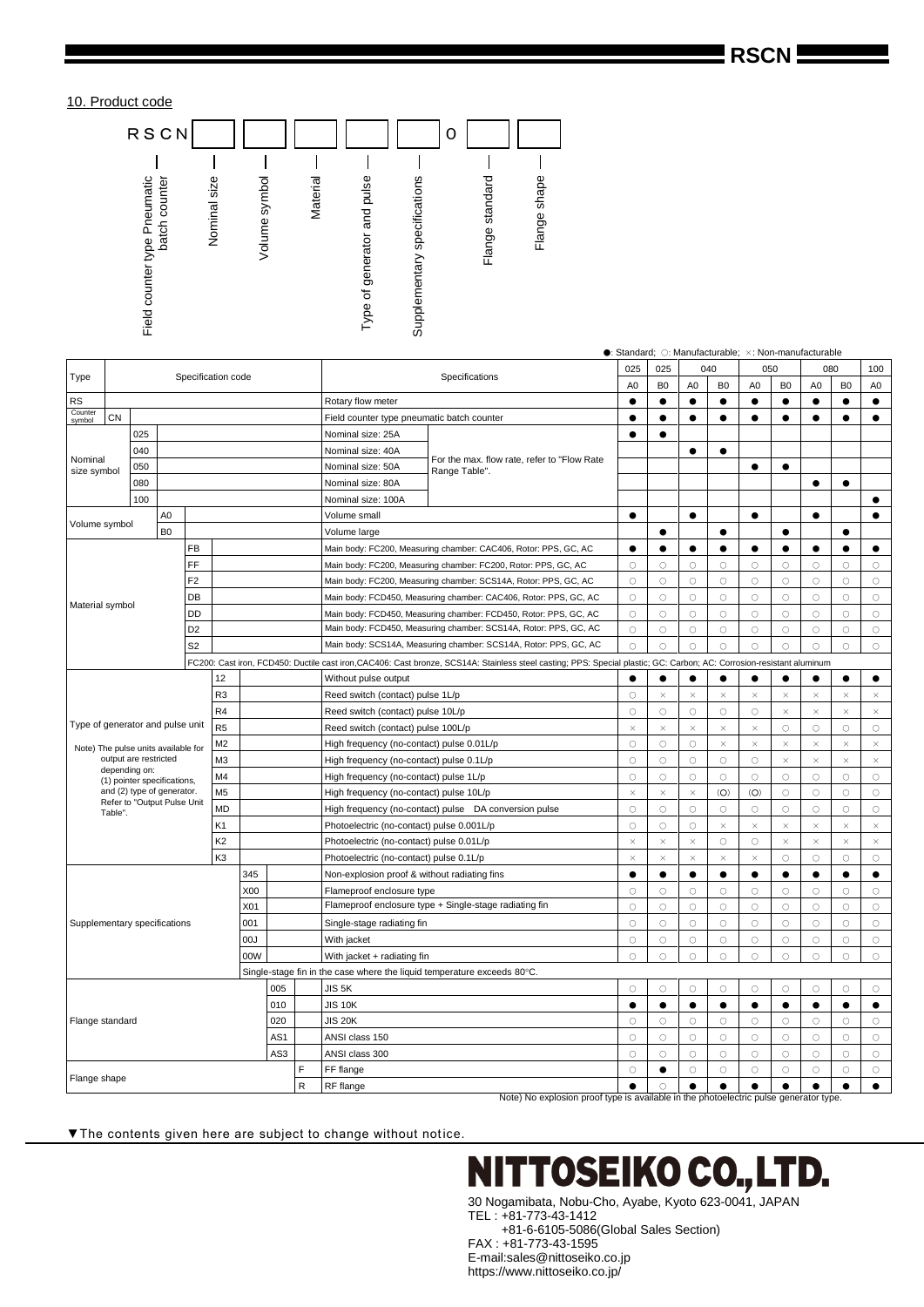## 10. Product code

RSCN [ ] [ ] [ ] [ ] [ ] 0 [ ] [ ]

- Field counter type Pneumatic batch counter
- Nominal size
- Volume symbol
- Material
- Type of generator and pulse
- Supplementary specifications
- Flange standard
- Flange shape

●: Standard; ○: Manufacturable; ×: Non-manufacturable

| Type | Specification code | Specifications | | 025 A0 | 025 B0 | 040 A0 | 040 B0 | 050 A0 | 050 B0 | 080 A0 | 080 B0 | 100 A0 |
|---|---|---|---|---|---|---|---|---|---|---|---|---|
| RS | | Rotary flow meter | | ● | ● | ● | ● | ● | ● | ● | ● | ● |
| Counter symbol | CN | Field counter type pneumatic batch counter | | ● | ● | ● | ● | ● | ● | ● | ● | ● |
| Nominal size symbol | 025 | Nominal size: 25A | For the max. flow rate, refer to "Flow Rate Range Table". | ● | ● | | | | | | | |
| | 040 | Nominal size: 40A | | | | ● | ● | | | | | |
| | 050 | Nominal size: 50A | | | | | | ● | ● | | | |
| | 080 | Nominal size: 80A | | | | | | | | ● | ● | |
| | 100 | Nominal size: 100A | | | | | | | | | | ● |
| Volume symbol | A0 | Volume small | | ● | | ● | | ● | | ● | | ● |
| | B0 | Volume large | | | ● | | ● | | ● | | ● | |
| Material symbol | FB | Main body: FC200, Measuring chamber: CAC406, Rotor: PPS, GC, AC | | ● | ● | ● | ● | ● | ● | ● | ● | ● |
| | FF | Main body: FC200, Measuring chamber: FC200, Rotor: PPS, GC, AC | | ○ | ○ | ○ | ○ | ○ | ○ | ○ | ○ | ○ |
| | F2 | Main body: FC200, Measuring chamber: SCS14A, Rotor: PPS, GC, AC | | ○ | ○ | ○ | ○ | ○ | ○ | ○ | ○ | ○ |
| | DB | Main body: FCD450, Measuring chamber: CAC406, Rotor: PPS, GC, AC | | ○ | ○ | ○ | ○ | ○ | ○ | ○ | ○ | ○ |
| | DD | Main body: FCD450, Measuring chamber: FCD450, Rotor: PPS, GC, AC | | ○ | ○ | ○ | ○ | ○ | ○ | ○ | ○ | ○ |
| | D2 | Main body: FCD450, Measuring chamber: SCS14A, Rotor: PPS, GC, AC | | ○ | ○ | ○ | ○ | ○ | ○ | ○ | ○ | ○ |
| | S2 | Main body: SCS14A, Measuring chamber: SCS14A, Rotor: PPS, GC, AC | | ○ | ○ | ○ | ○ | ○ | ○ | ○ | ○ | ○ |
| | | FC200: Cast iron, FCD450: Ductile cast iron,CAC406: Cast bronze, SCS14A: Stainless steel casting; PPS: Special plastic; GC: Carbon; AC: Corrosion-resistant aluminum | | | | | | | | | | |
| Type of generator and pulse unit | 12 | Without pulse output | | ● | ● | ● | ● | ● | ● | ● | ● | ● |
| | R3 | Reed switch (contact) pulse 1L/p | | ○ | × | × | × | × | × | × | × | × |
| | R4 | Reed switch (contact) pulse 10L/p | | ○ | ○ | ○ | ○ | ○ | × | × | × | × |
| | R5 | Reed switch (contact) pulse 100L/p | | × | × | × | × | × | ○ | ○ | ○ | ○ |
| Note) The pulse units available for output are restricted depending on: (1) pointer specifications, and (2) type of generator. Refer to "Output Pulse Unit Table". | M2 | High frequency (no-contact) pulse 0.01L/p | | ○ | ○ | ○ | × | × | × | × | × | × |
| | M3 | High frequency (no-contact) pulse 0.1L/p | | ○ | ○ | ○ | ○ | ○ | × | × | × | × |
| | M4 | High frequency (no-contact) pulse 1L/p | | ○ | ○ | ○ | ○ | ○ | ○ | ○ | ○ | ○ |
| | M5 | High frequency (no-contact) pulse 10L/p | | × | × | × | (○) | (○) | ○ | ○ | ○ | ○ |
| | MD | High frequency (no-contact) pulse DA conversion pulse | | ○ | ○ | ○ | ○ | ○ | ○ | ○ | ○ | ○ |
| | K1 | Photoelectric (no-contact) pulse 0.001L/p | | ○ | ○ | ○ | × | × | × | × | × | × |
| | K2 | Photoelectric (no-contact) pulse 0.01L/p | | × | × | × | ○ | ○ | × | × | × | × |
| | K3 | Photoelectric (no-contact) pulse 0.1L/p | | × | × | × | × | × | ○ | ○ | ○ | ○ |
| Supplementary specifications | 345 | Non-explosion proof & without radiating fins | | ● | ● | ● | ● | ● | ● | ● | ● | ● |
| | X00 | Flameproof enclosure type | | ○ | ○ | ○ | ○ | ○ | ○ | ○ | ○ | ○ |
| | X01 | Flameproof enclosure type + Single-stage radiating fin | | ○ | ○ | ○ | ○ | ○ | ○ | ○ | ○ | ○ |
| | 001 | Single-stage radiating fin | | ○ | ○ | ○ | ○ | ○ | ○ | ○ | ○ | ○ |
| | 00J | With jacket | | ○ | ○ | ○ | ○ | ○ | ○ | ○ | ○ | ○ |
| | 00W | With jacket + radiating fin | | ○ | ○ | ○ | ○ | ○ | ○ | ○ | ○ | ○ |
| | | Single-stage fin in the case where the liquid temperature exceeds 80°C. | | | | | | | | | | |
| Flange standard | 005 | JIS 5K | | ○ | ○ | ○ | ○ | ○ | ○ | ○ | ○ | ○ |
| | 010 | JIS 10K | | ● | ● | ● | ● | ● | ● | ● | ● | ● |
| | 020 | JIS 20K | | ○ | ○ | ○ | ○ | ○ | ○ | ○ | ○ | ○ |
| | AS1 | ANSI class 150 | | ○ | ○ | ○ | ○ | ○ | ○ | ○ | ○ | ○ |
| | AS3 | ANSI class 300 | | ○ | ○ | ○ | ○ | ○ | ○ | ○ | ○ | ○ |
| Flange shape | F | FF flange | | ○ | ● | ○ | ○ | ○ | ○ | ○ | ○ | ○ |
| | R | RF flange | | ● | ○ | ● | ● | ● | ● | ● | ● | ● |

Note) No explosion proof type is available in the photoelectric pulse generator type.

▼The contents given here are subject to change without notice.

**NITTOSEIKO CO.,LTD.**

30 Nogamibata, Nobu-Cho, Ayabe, Kyoto 623-0041, JAPAN
TEL : +81-773-43-1412
+81-6-6105-5086(Global Sales Section)
FAX : +81-773-43-1595
E-mail:sales@nittoseiko.co.jp
https://www.nittoseiko.co.jp/